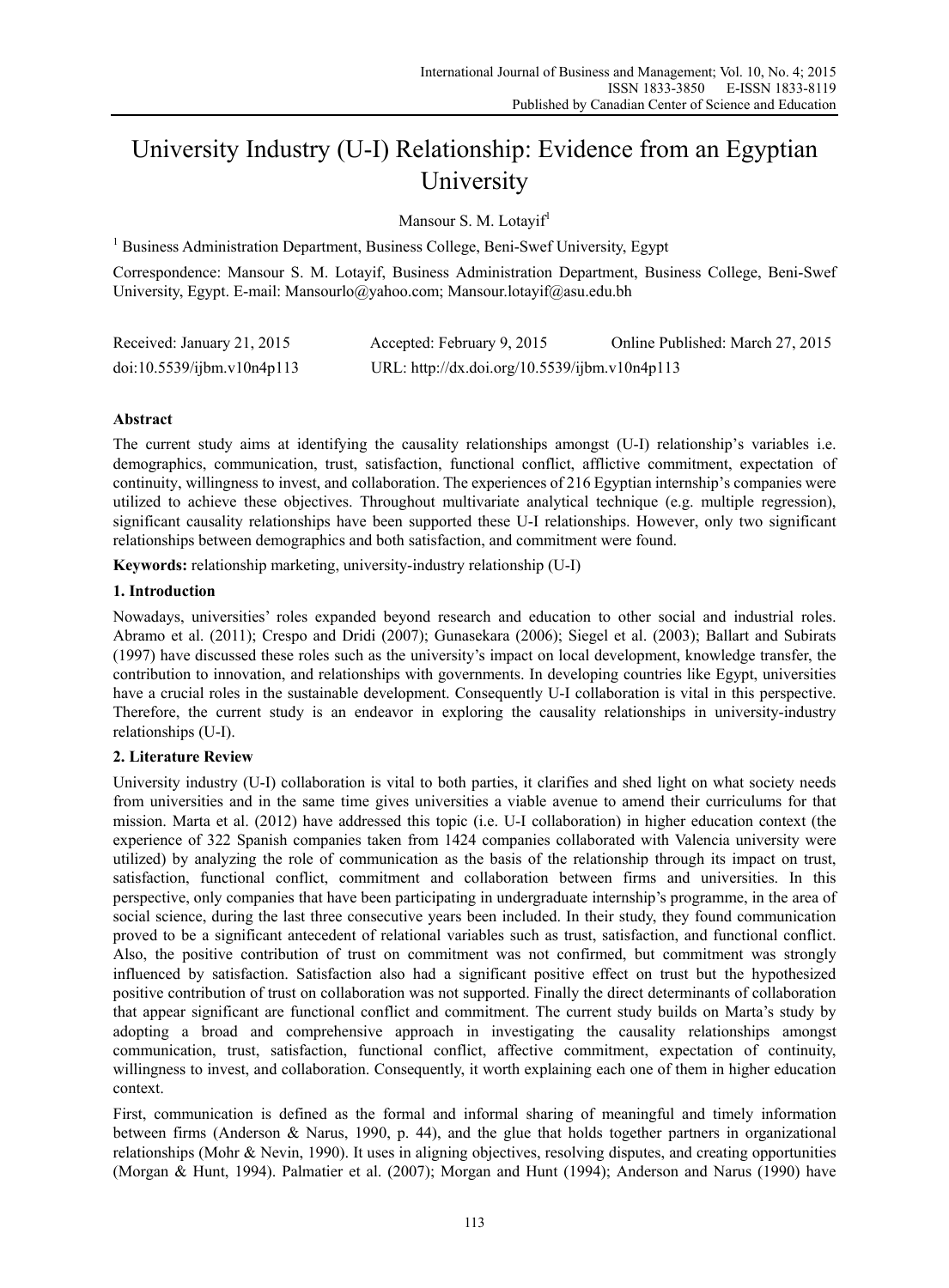# University Industry (U-I) Relationship: Evidence from an Egyptian University

Mansour S. M. Lotayif[1]

[1] Business Administration Department, Business College, Beni-Swef University, Egypt

Correspondence: Mansour S. M. Lotayif, Business Administration Department, Business College, Beni-Swef University, Egypt. E-mail: Mansourlo@yahoo.com; Mansour.lotayif@asu.edu.bh

Received: January 21, 2015 Accepted: February 9, 2015 Online Published: March 27, 2015

doi:10.5539/ijbm.v10n4p113 URL: http://dx.doi.org/10.5539/ijbm.v10n4p113

## Abstract

The current study aims at identifying the causality relationships amongst (U-I) relationship's variables i.e. demographics, communication, trust, satisfaction, functional conflict, afflictive commitment, expectation of continuity, willingness to invest, and collaboration. The experiences of 216 Egyptian internship's companies were utilized to achieve these objectives. Throughout multivariate analytical technique (e.g. multiple regression), significant causality relationships have been supported these U-I relationships. However, only two significant relationships between demographics and both satisfaction, and commitment were found.

**Keywords:** relationship marketing, university-industry relationship (U-I)

## 1. Introduction

Nowadays, universities' roles expanded beyond research and education to other social and industrial roles. Abramo et al. (2011); Crespo and Dridi (2007); Gunasekara (2006); Siegel et al. (2003); Ballart and Subirats (1997) have discussed these roles such as the university's impact on local development, knowledge transfer, the contribution to innovation, and relationships with governments. In developing countries like Egypt, universities have a crucial roles in the sustainable development. Consequently U-I collaboration is vital in this perspective. Therefore, the current study is an endeavor in exploring the causality relationships in university-industry relationships (U-I).

## 2. Literature Review

University industry (U-I) collaboration is vital to both parties, it clarifies and shed light on what society needs from universities and in the same time gives universities a viable avenue to amend their curriculums for that mission. Marta et al. (2012) have addressed this topic (i.e. U-I collaboration) in higher education context (the experience of 322 Spanish companies taken from 1424 companies collaborated with Valencia university were utilized) by analyzing the role of communication as the basis of the relationship through its impact on trust, satisfaction, functional conflict, commitment and collaboration between firms and universities. In this perspective, only companies that have been participating in undergraduate internship's programme, in the area of social science, during the last three consecutive years been included. In their study, they found communication proved to be a significant antecedent of relational variables such as trust, satisfaction, and functional conflict. Also, the positive contribution of trust on commitment was not confirmed, but commitment was strongly influenced by satisfaction. Satisfaction also had a significant positive effect on trust but the hypothesized positive contribution of trust on collaboration was not supported. Finally the direct determinants of collaboration that appear significant are functional conflict and commitment. The current study builds on Marta's study by adopting a broad and comprehensive approach in investigating the causality relationships amongst communication, trust, satisfaction, functional conflict, affective commitment, expectation of continuity, willingness to invest, and collaboration. Consequently, it worth explaining each one of them in higher education context.

First, communication is defined as the formal and informal sharing of meaningful and timely information between firms (Anderson & Narus, 1990, p. 44), and the glue that holds together partners in organizational relationships (Mohr & Nevin, 1990). It uses in aligning objectives, resolving disputes, and creating opportunities (Morgan & Hunt, 1994). Palmatier et al. (2007); Morgan and Hunt (1994); Anderson and Narus (1990) have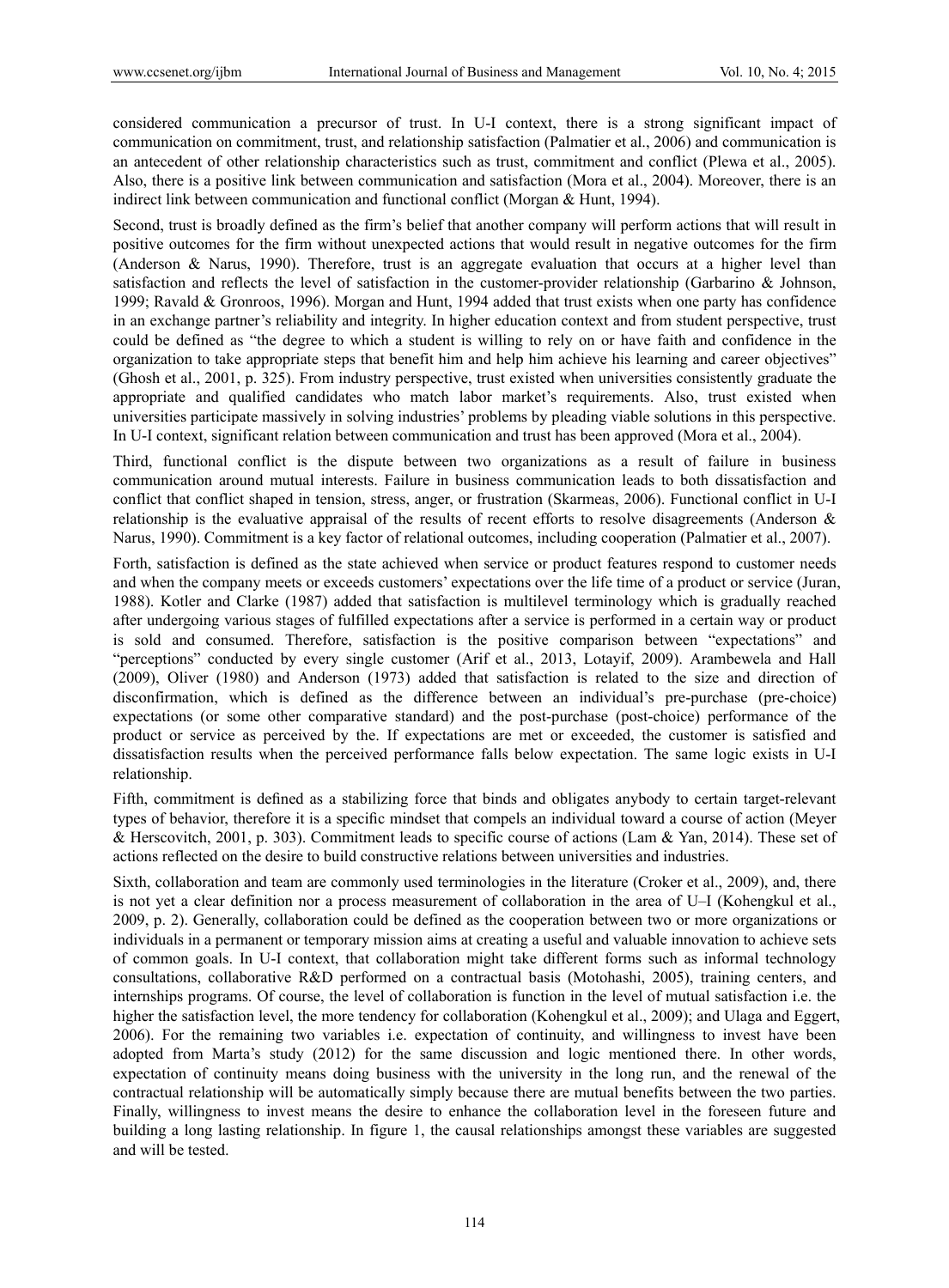considered communication a precursor of trust. In U-I context, there is a strong significant impact of communication on commitment, trust, and relationship satisfaction (Palmatier et al., 2006) and communication is an antecedent of other relationship characteristics such as trust, commitment and conflict (Plewa et al., 2005). Also, there is a positive link between communication and satisfaction (Mora et al., 2004). Moreover, there is an indirect link between communication and functional conflict (Morgan & Hunt, 1994).

Second, trust is broadly defined as the firm's belief that another company will perform actions that will result in positive outcomes for the firm without unexpected actions that would result in negative outcomes for the firm (Anderson & Narus, 1990). Therefore, trust is an aggregate evaluation that occurs at a higher level than satisfaction and reflects the level of satisfaction in the customer-provider relationship (Garbarino & Johnson, 1999; Ravald & Gronroos, 1996). Morgan and Hunt, 1994 added that trust exists when one party has confidence in an exchange partner's reliability and integrity. In higher education context and from student perspective, trust could be defined as "the degree to which a student is willing to rely on or have faith and confidence in the organization to take appropriate steps that benefit him and help him achieve his learning and career objectives" (Ghosh et al., 2001, p. 325). From industry perspective, trust existed when universities consistently graduate the appropriate and qualified candidates who match labor market's requirements. Also, trust existed when universities participate massively in solving industries' problems by pleading viable solutions in this perspective. In U-I context, significant relation between communication and trust has been approved (Mora et al., 2004).

Third, functional conflict is the dispute between two organizations as a result of failure in business communication around mutual interests. Failure in business communication leads to both dissatisfaction and conflict that conflict shaped in tension, stress, anger, or frustration (Skarmeas, 2006). Functional conflict in U-I relationship is the evaluative appraisal of the results of recent efforts to resolve disagreements (Anderson & Narus, 1990). Commitment is a key factor of relational outcomes, including cooperation (Palmatier et al., 2007).

Forth, satisfaction is defined as the state achieved when service or product features respond to customer needs and when the company meets or exceeds customers' expectations over the life time of a product or service (Juran, 1988). Kotler and Clarke (1987) added that satisfaction is multilevel terminology which is gradually reached after undergoing various stages of fulfilled expectations after a service is performed in a certain way or product is sold and consumed. Therefore, satisfaction is the positive comparison between "expectations" and "perceptions" conducted by every single customer (Arif et al., 2013, Lotayif, 2009). Arambewela and Hall (2009), Oliver (1980) and Anderson (1973) added that satisfaction is related to the size and direction of disconfirmation, which is defined as the difference between an individual's pre-purchase (pre-choice) expectations (or some other comparative standard) and the post-purchase (post-choice) performance of the product or service as perceived by the. If expectations are met or exceeded, the customer is satisfied and dissatisfaction results when the perceived performance falls below expectation. The same logic exists in U-I relationship.

Fifth, commitment is defined as a stabilizing force that binds and obligates anybody to certain target-relevant types of behavior, therefore it is a specific mindset that compels an individual toward a course of action (Meyer & Herscovitch, 2001, p. 303). Commitment leads to specific course of actions (Lam & Yan, 2014). These set of actions reflected on the desire to build constructive relations between universities and industries.

Sixth, collaboration and team are commonly used terminologies in the literature (Croker et al., 2009), and, there is not yet a clear definition nor a process measurement of collaboration in the area of U–I (Kohengkul et al., 2009, p. 2). Generally, collaboration could be defined as the cooperation between two or more organizations or individuals in a permanent or temporary mission aims at creating a useful and valuable innovation to achieve sets of common goals. In U-I context, that collaboration might take different forms such as informal technology consultations, collaborative R&D performed on a contractual basis (Motohashi, 2005), training centers, and internships programs. Of course, the level of collaboration is function in the level of mutual satisfaction i.e. the higher the satisfaction level, the more tendency for collaboration (Kohengkul et al., 2009); and Ulaga and Eggert, 2006). For the remaining two variables i.e. expectation of continuity, and willingness to invest have been adopted from Marta's study (2012) for the same discussion and logic mentioned there. In other words, expectation of continuity means doing business with the university in the long run, and the renewal of the contractual relationship will be automatically simply because there are mutual benefits between the two parties. Finally, willingness to invest means the desire to enhance the collaboration level in the foreseen future and building a long lasting relationship. In figure 1, the causal relationships amongst these variables are suggested and will be tested.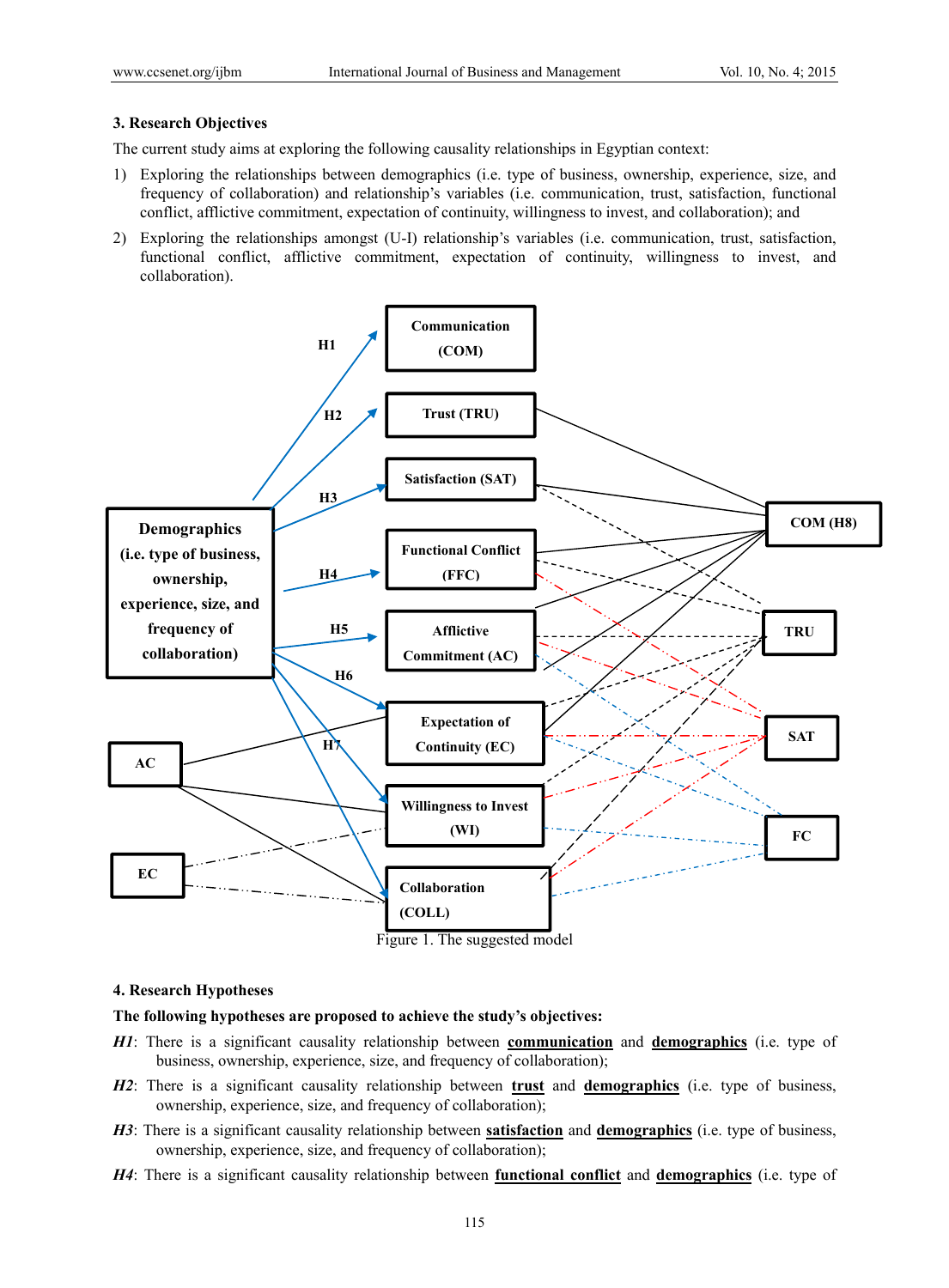## 3. Research Objectives

The current study aims at exploring the following causality relationships in Egyptian context:

1) Exploring the relationships between demographics (i.e. type of business, ownership, experience, size, and frequency of collaboration) and relationship's variables (i.e. communication, trust, satisfaction, functional conflict, afflictive commitment, expectation of continuity, willingness to invest, and collaboration); and
2) Exploring the relationships amongst (U-I) relationship's variables (i.e. communication, trust, satisfaction, functional conflict, afflictive commitment, expectation of continuity, willingness to invest, and collaboration).

Figure 1. The suggested model

## 4. Research Hypotheses

**The following hypotheses are proposed to achieve the study's objectives:**

***H1***: There is a significant causality relationship between **communication** and **demographics** (i.e. type of business, ownership, experience, size, and frequency of collaboration);

***H2***: There is a significant causality relationship between **trust** and **demographics** (i.e. type of business, ownership, experience, size, and frequency of collaboration);

***H3***: There is a significant causality relationship between **satisfaction** and **demographics** (i.e. type of business, ownership, experience, size, and frequency of collaboration);

***H4***: There is a significant causality relationship between **functional conflict** and **demographics** (i.e. type of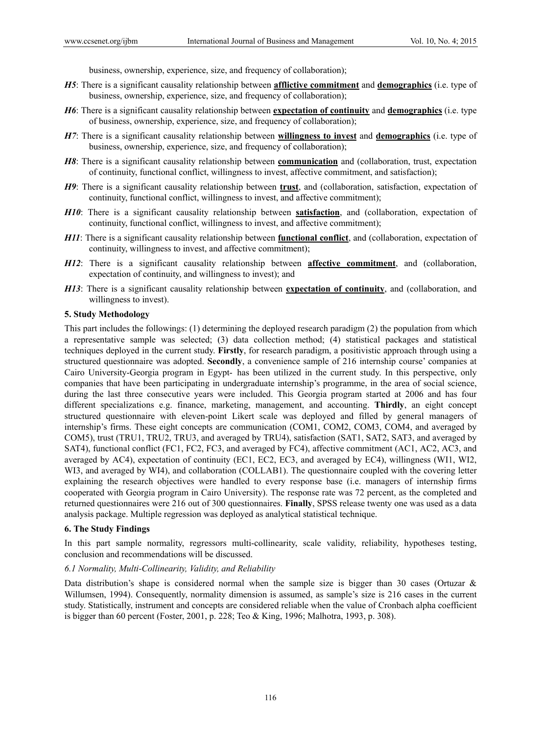business, ownership, experience, size, and frequency of collaboration);

***H5***: There is a significant causality relationship between **afflictive commitment** and **demographics** (i.e. type of business, ownership, experience, size, and frequency of collaboration);

***H6***: There is a significant causality relationship between **expectation of continuity** and **demographics** (i.e. type of business, ownership, experience, size, and frequency of collaboration);

***H7***: There is a significant causality relationship between **willingness to invest** and **demographics** (i.e. type of business, ownership, experience, size, and frequency of collaboration);

***H8***: There is a significant causality relationship between **communication** and (collaboration, trust, expectation of continuity, functional conflict, willingness to invest, affective commitment, and satisfaction);

***H9***: There is a significant causality relationship between **trust**, and (collaboration, satisfaction, expectation of continuity, functional conflict, willingness to invest, and affective commitment);

***H10***: There is a significant causality relationship between **satisfaction**, and (collaboration, expectation of continuity, functional conflict, willingness to invest, and affective commitment);

***H11***: There is a significant causality relationship between **functional conflict**, and (collaboration, expectation of continuity, willingness to invest, and affective commitment);

***H12***: There is a significant causality relationship between **affective commitment**, and (collaboration, expectation of continuity, and willingness to invest); and

***H13***: There is a significant causality relationship between **expectation of continuity**, and (collaboration, and willingness to invest).

## 5. Study Methodology

This part includes the followings: (1) determining the deployed research paradigm (2) the population from which a representative sample was selected; (3) data collection method; (4) statistical packages and statistical techniques deployed in the current study. **Firstly**, for research paradigm, a positivistic approach through using a structured questionnaire was adopted. **Secondly**, a convenience sample of 216 internship course' companies at Cairo University-Georgia program in Egypt- has been utilized in the current study. In this perspective, only companies that have been participating in undergraduate internship's programme, in the area of social science, during the last three consecutive years were included. This Georgia program started at 2006 and has four different specializations e.g. finance, marketing, management, and accounting. **Thirdly**, an eight concept structured questionnaire with eleven-point Likert scale was deployed and filled by general managers of internship's firms. These eight concepts are communication (COM1, COM2, COM3, COM4, and averaged by COM5), trust (TRU1, TRU2, TRU3, and averaged by TRU4), satisfaction (SAT1, SAT2, SAT3, and averaged by SAT4), functional conflict (FC1, FC2, FC3, and averaged by FC4), affective commitment (AC1, AC2, AC3, and averaged by AC4), expectation of continuity (EC1, EC2, EC3, and averaged by EC4), willingness (WI1, WI2, WI3, and averaged by WI4), and collaboration (COLLAB1). The questionnaire coupled with the covering letter explaining the research objectives were handled to every response base (i.e. managers of internship firms cooperated with Georgia program in Cairo University). The response rate was 72 percent, as the completed and returned questionnaires were 216 out of 300 questionnaires. **Finally**, SPSS release twenty one was used as a data analysis package. Multiple regression was deployed as analytical statistical technique.

## 6. The Study Findings

In this part sample normality, regressors multi-collinearity, scale validity, reliability, hypotheses testing, conclusion and recommendations will be discussed.

### *6.1 Normality, Multi-Collinearity, Validity, and Reliability*

Data distribution's shape is considered normal when the sample size is bigger than 30 cases (Ortuzar & Willumsen, 1994). Consequently, normality dimension is assumed, as sample's size is 216 cases in the current study. Statistically, instrument and concepts are considered reliable when the value of Cronbach alpha coefficient is bigger than 60 percent (Foster, 2001, p. 228; Teo & King, 1996; Malhotra, 1993, p. 308).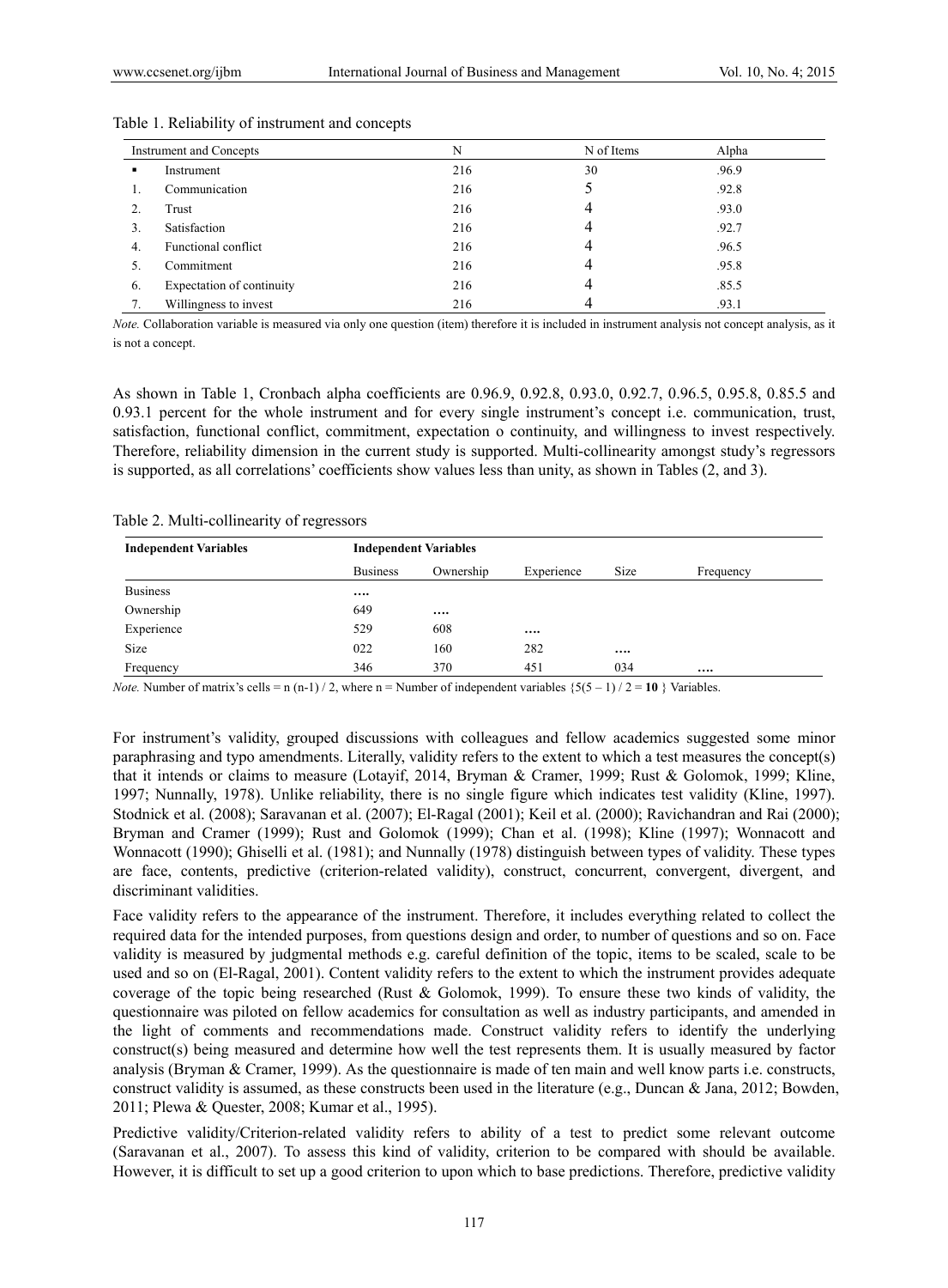Table 1. Reliability of instrument and concepts

| | Instrument and Concepts | N | N of Items | Alpha |
|---|---|---|---|---|
| ▪ | Instrument | 216 | 30 | .96.9 |
| 1. | Communication | 216 | 5 | .92.8 |
| 2. | Trust | 216 | 4 | .93.0 |
| 3. | Satisfaction | 216 | 4 | .92.7 |
| 4. | Functional conflict | 216 | 4 | .96.5 |
| 5. | Commitment | 216 | 4 | .95.8 |
| 6. | Expectation of continuity | 216 | 4 | .85.5 |
| 7. | Willingness to invest | 216 | 4 | .93.1 |

*Note.* Collaboration variable is measured via only one question (item) therefore it is included in instrument analysis not concept analysis, as it is not a concept.

As shown in Table 1, Cronbach alpha coefficients are 0.96.9, 0.92.8, 0.93.0, 0.92.7, 0.96.5, 0.95.8, 0.85.5 and 0.93.1 percent for the whole instrument and for every single instrument's concept i.e. communication, trust, satisfaction, functional conflict, commitment, expectation o continuity, and willingness to invest respectively. Therefore, reliability dimension in the current study is supported. Multi-collinearity amongst study's regressors is supported, as all correlations' coefficients show values less than unity, as shown in Tables (2, and 3).

Table 2. Multi-collinearity of regressors

| **Independent Variables** | **Independent Variables** | | | | |
|---|---|---|---|---|---|
| | Business | Ownership | Experience | Size | Frequency |
| Business | **….** | | | | |
| Ownership | 649 | **….** | | | |
| Experience | 529 | 608 | **….** | | |
| Size | 022 | 160 | 282 | **….** | |
| Frequency | 346 | 370 | 451 | 034 | **….** |

*Note.* Number of matrix's cells = n (n-1) / 2, where n = Number of independent variables {5(5 – 1) / 2 = **10** } Variables.

For instrument's validity, grouped discussions with colleagues and fellow academics suggested some minor paraphrasing and typo amendments. Literally, validity refers to the extent to which a test measures the concept(s) that it intends or claims to measure (Lotayif, 2014, Bryman & Cramer, 1999; Rust & Golomok, 1999; Kline, 1997; Nunnally, 1978). Unlike reliability, there is no single figure which indicates test validity (Kline, 1997). Stodnick et al. (2008); Saravanan et al. (2007); El-Ragal (2001); Keil et al. (2000); Ravichandran and Rai (2000); Bryman and Cramer (1999); Rust and Golomok (1999); Chan et al. (1998); Kline (1997); Wonnacott and Wonnacott (1990); Ghiselli et al. (1981); and Nunnally (1978) distinguish between types of validity. These types are face, contents, predictive (criterion-related validity), construct, concurrent, convergent, divergent, and discriminant validities.

Face validity refers to the appearance of the instrument. Therefore, it includes everything related to collect the required data for the intended purposes, from questions design and order, to number of questions and so on. Face validity is measured by judgmental methods e.g. careful definition of the topic, items to be scaled, scale to be used and so on (El-Ragal, 2001). Content validity refers to the extent to which the instrument provides adequate coverage of the topic being researched (Rust & Golomok, 1999). To ensure these two kinds of validity, the questionnaire was piloted on fellow academics for consultation as well as industry participants, and amended in the light of comments and recommendations made. Construct validity refers to identify the underlying construct(s) being measured and determine how well the test represents them. It is usually measured by factor analysis (Bryman & Cramer, 1999). As the questionnaire is made of ten main and well know parts i.e. constructs, construct validity is assumed, as these constructs been used in the literature (e.g., Duncan & Jana, 2012; Bowden, 2011; Plewa & Quester, 2008; Kumar et al., 1995).

Predictive validity/Criterion-related validity refers to ability of a test to predict some relevant outcome (Saravanan et al., 2007). To assess this kind of validity, criterion to be compared with should be available. However, it is difficult to set up a good criterion to upon which to base predictions. Therefore, predictive validity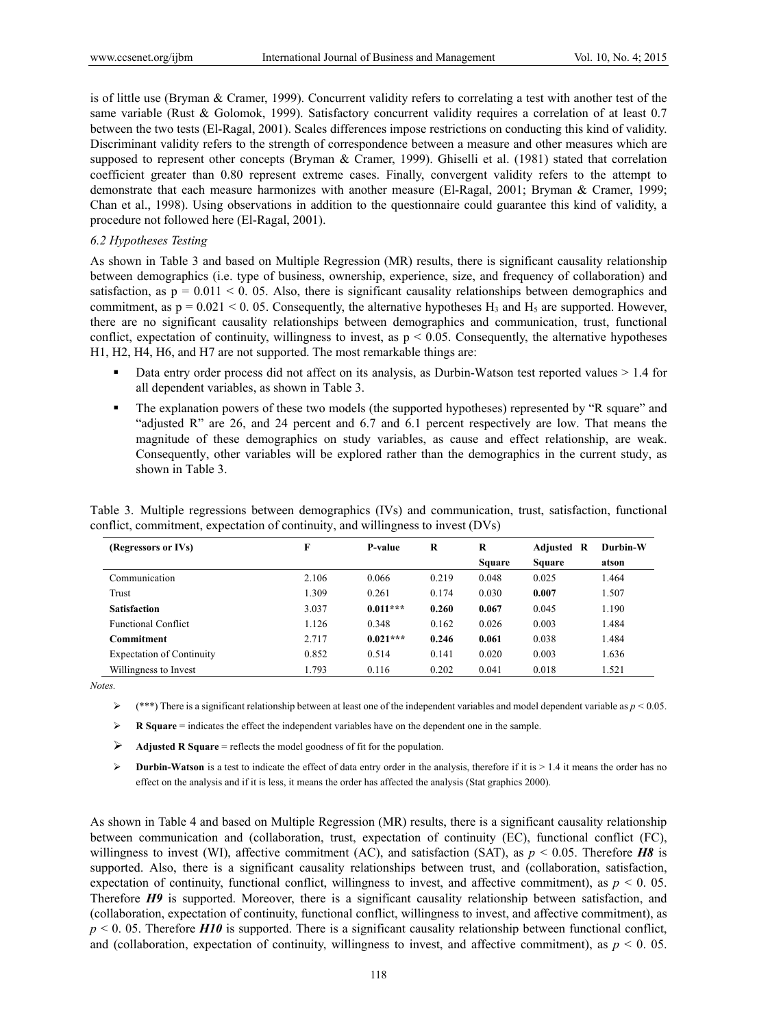is of little use (Bryman & Cramer, 1999). Concurrent validity refers to correlating a test with another test of the same variable (Rust & Golomok, 1999). Satisfactory concurrent validity requires a correlation of at least 0.7 between the two tests (El-Ragal, 2001). Scales differences impose restrictions on conducting this kind of validity. Discriminant validity refers to the strength of correspondence between a measure and other measures which are supposed to represent other concepts (Bryman & Cramer, 1999). Ghiselli et al. (1981) stated that correlation coefficient greater than 0.80 represent extreme cases. Finally, convergent validity refers to the attempt to demonstrate that each measure harmonizes with another measure (El-Ragal, 2001; Bryman & Cramer, 1999; Chan et al., 1998). Using observations in addition to the questionnaire could guarantee this kind of validity, a procedure not followed here (El-Ragal, 2001).

### *6.2 Hypotheses Testing*

As shown in Table 3 and based on Multiple Regression (MR) results, there is significant causality relationship between demographics (i.e. type of business, ownership, experience, size, and frequency of collaboration) and satisfaction, as $p = 0.011 < 0.05$. Also, there is significant causality relationships between demographics and commitment, as $p = 0.021 < 0.05$. Consequently, the alternative hypotheses $H_3$ and $H_5$ are supported. However, there are no significant causality relationships between demographics and communication, trust, functional conflict, expectation of continuity, willingness to invest, as $p < 0.05$. Consequently, the alternative hypotheses H1, H2, H4, H6, and H7 are not supported. The most remarkable things are:

- Data entry order process did not affect on its analysis, as Durbin-Watson test reported values > 1.4 for all dependent variables, as shown in Table 3.
- The explanation powers of these two models (the supported hypotheses) represented by "R square" and "adjusted R" are 26, and 24 percent and 6.7 and 6.1 percent respectively are low. That means the magnitude of these demographics on study variables, as cause and effect relationship, are weak. Consequently, other variables will be explored rather than the demographics in the current study, as shown in Table 3.

Table 3. Multiple regressions between demographics (IVs) and communication, trust, satisfaction, functional conflict, commitment, expectation of continuity, and willingness to invest (DVs)

| (Regressors or IVs) | F | P-value | R | R Square | Adjusted R Square | Durbin-Watson |
|---|---|---|---|---|---|---|
| Communication | 2.106 | 0.066 | 0.219 | 0.048 | 0.025 | 1.464 |
| Trust | 1.309 | 0.261 | 0.174 | 0.030 | **0.007** | 1.507 |
| **Satisfaction** | 3.037 | **0.011\*\*\*** | **0.260** | **0.067** | 0.045 | 1.190 |
| Functional Conflict | 1.126 | 0.348 | 0.162 | 0.026 | 0.003 | 1.484 |
| **Commitment** | 2.717 | **0.021\*\*\*** | **0.246** | **0.061** | 0.038 | 1.484 |
| Expectation of Continuity | 0.852 | 0.514 | 0.141 | 0.020 | 0.003 | 1.636 |
| Willingness to Invest | 1.793 | 0.116 | 0.202 | 0.041 | 0.018 | 1.521 |

*Notes.*

- (\*\*\*) There is a significant relationship between at least one of the independent variables and model dependent variable as $p < 0.05$.
- **R Square** = indicates the effect the independent variables have on the dependent one in the sample.
- **Adjusted R Square** = reflects the model goodness of fit for the population.
- **Durbin-Watson** is a test to indicate the effect of data entry order in the analysis, therefore if it is > 1.4 it means the order has no effect on the analysis and if it is less, it means the order has affected the analysis (Stat graphics 2000).

As shown in Table 4 and based on Multiple Regression (MR) results, there is a significant causality relationship between communication and (collaboration, trust, expectation of continuity (EC), functional conflict (FC), willingness to invest (WI), affective commitment (AC), and satisfaction (SAT), as $p < 0.05$. Therefore ***H8*** is supported. Also, there is a significant causality relationships between trust, and (collaboration, satisfaction, expectation of continuity, functional conflict, willingness to invest, and affective commitment), as $p < 0.05$. Therefore ***H9*** is supported. Moreover, there is a significant causality relationship between satisfaction, and (collaboration, expectation of continuity, functional conflict, willingness to invest, and affective commitment), as $p < 0.05$. Therefore ***H10*** is supported. There is a significant causality relationship between functional conflict, and (collaboration, expectation of continuity, willingness to invest, and affective commitment), as $p < 0.05$.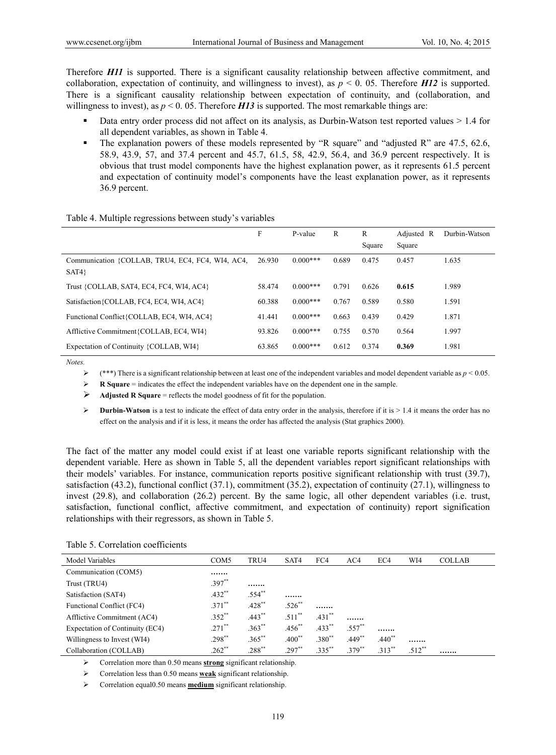Therefore ***H11*** is supported. There is a significant causality relationship between affective commitment, and collaboration, expectation of continuity, and willingness to invest), as $p < 0.05$. Therefore ***H12*** is supported. There is a significant causality relationship between expectation of continuity, and (collaboration, and willingness to invest), as $p < 0.05$. Therefore ***H13*** is supported. The most remarkable things are:

- Data entry order process did not affect on its analysis, as Durbin-Watson test reported values > 1.4 for all dependent variables, as shown in Table 4.
- The explanation powers of these models represented by "R square" and "adjusted R" are 47.5, 62.6, 58.9, 43.9, 57, and 37.4 percent and 45.7, 61.5, 58, 42.9, 56.4, and 36.9 percent respectively. It is obvious that trust model components have the highest explanation power, as it represents 61.5 percent and expectation of continuity model's components have the least explanation power, as it represents 36.9 percent.

Table 4. Multiple regressions between study's variables

| | F | P-value | R | R Square | Adjusted R Square | Durbin-Watson |
|---|---|---|---|---|---|---|
| Communication {COLLAB, TRU4, EC4, FC4, WI4, AC4, SAT4} | 26.930 | 0.000*** | 0.689 | 0.475 | 0.457 | 1.635 |
| Trust {COLLAB, SAT4, EC4, FC4, WI4, AC4} | 58.474 | 0.000*** | 0.791 | 0.626 | **0.615** | 1.989 |
| Satisfaction{COLLAB, FC4, EC4, WI4, AC4} | 60.388 | 0.000*** | 0.767 | 0.589 | 0.580 | 1.591 |
| Functional Conflict{COLLAB, EC4, WI4, AC4} | 41.441 | 0.000*** | 0.663 | 0.439 | 0.429 | 1.871 |
| Afflictive Commitment{COLLAB, EC4, WI4} | 93.826 | 0.000*** | 0.755 | 0.570 | 0.564 | 1.997 |
| Expectation of Continuity {COLLAB, WI4} | 63.865 | 0.000*** | 0.612 | 0.374 | **0.369** | 1.981 |

*Notes.*

- (***) There is a significant relationship between at least one of the independent variables and model dependent variable as $p < 0.05$.
- **R Square** = indicates the effect the independent variables have on the dependent one in the sample.
- **Adjusted R Square** = reflects the model goodness of fit for the population.
- **Durbin-Watson** is a test to indicate the effect of data entry order in the analysis, therefore if it is > 1.4 it means the order has no effect on the analysis and if it is less, it means the order has affected the analysis (Stat graphics 2000).

The fact of the matter any model could exist if at least one variable reports significant relationship with the dependent variable. Here as shown in Table 5, all the dependent variables report significant relationships with their models' variables. For instance, communication reports positive significant relationship with trust (39.7), satisfaction (43.2), functional conflict (37.1), commitment (35.2), expectation of continuity (27.1), willingness to invest (29.8), and collaboration (26.2) percent. By the same logic, all other dependent variables (i.e. trust, satisfaction, functional conflict, affective commitment, and expectation of continuity) report signification relationships with their regressors, as shown in Table 5.

Table 5. Correlation coefficients

| Model Variables | COM5 | TRU4 | SAT4 | FC4 | AC4 | EC4 | WI4 | COLLAB |
|---|---|---|---|---|---|---|---|---|
| Communication (COM5) | ……. | | | | | | | |
| Trust (TRU4) | .397** | ……. | | | | | | |
| Satisfaction (SAT4) | .432** | .554** | ……. | | | | | |
| Functional Conflict (FC4) | .371** | .428** | .526** | ……. | | | | |
| Afflictive Commitment (AC4) | .352** | .443** | .511** | .431** | ……. | | | |
| Expectation of Continuity (EC4) | .271** | .363** | .456** | .433** | .557** | ……. | | |
| Willingness to Invest (WI4) | .298** | .365** | .400** | .380** | .449** | .440** | ……. | |
| Collaboration (COLLAB) | .262** | .288** | .297** | .335** | .379** | .313** | .512** | ……. |

- Correlation more than 0.50 means **strong** significant relationship.
- Correlation less than 0.50 means **weak** significant relationship.
- Correlation equal0.50 means **medium** significant relationship.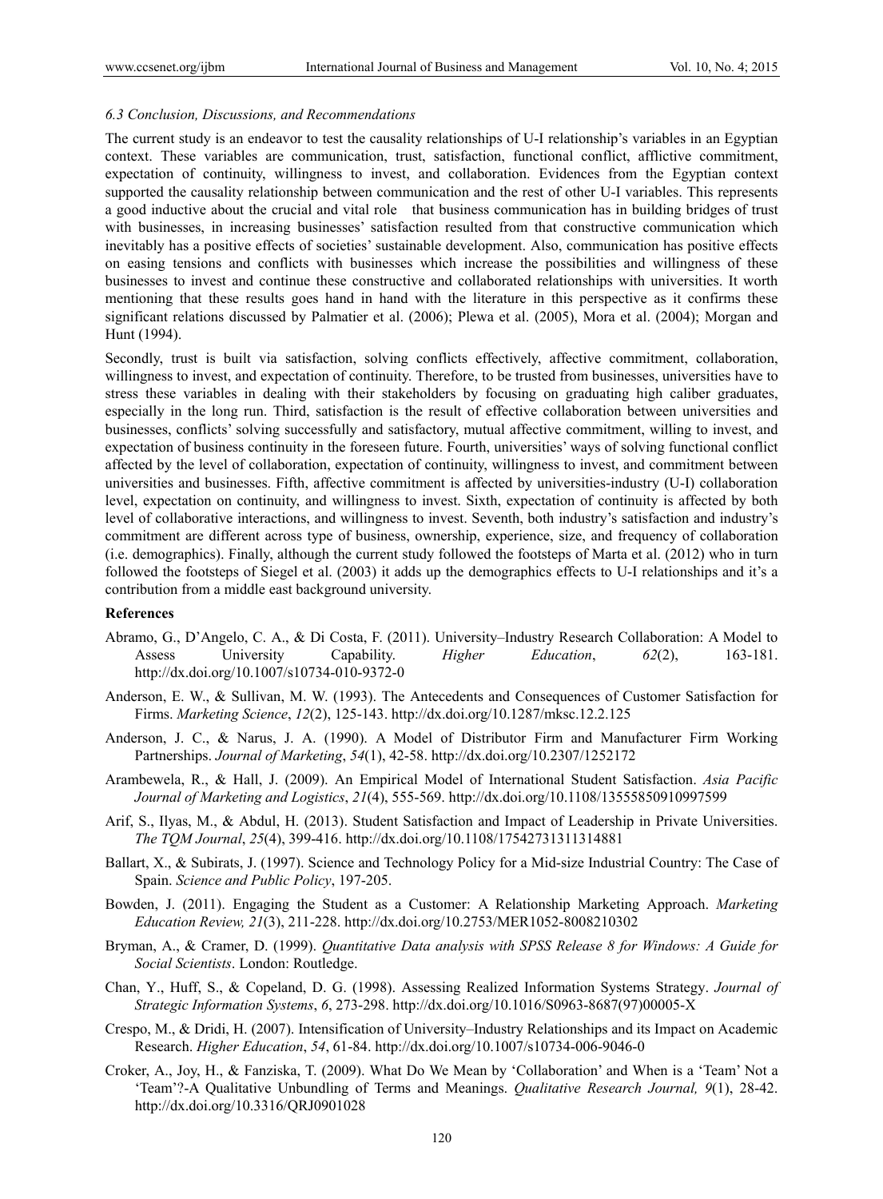### *6.3 Conclusion, Discussions, and Recommendations*

The current study is an endeavor to test the causality relationships of U-I relationship's variables in an Egyptian context. These variables are communication, trust, satisfaction, functional conflict, afflictive commitment, expectation of continuity, willingness to invest, and collaboration. Evidences from the Egyptian context supported the causality relationship between communication and the rest of other U-I variables. This represents a good inductive about the crucial and vital role that business communication has in building bridges of trust with businesses, in increasing businesses' satisfaction resulted from that constructive communication which inevitably has a positive effects of societies' sustainable development. Also, communication has positive effects on easing tensions and conflicts with businesses which increase the possibilities and willingness of these businesses to invest and continue these constructive and collaborated relationships with universities. It worth mentioning that these results goes hand in hand with the literature in this perspective as it confirms these significant relations discussed by Palmatier et al. (2006); Plewa et al. (2005), Mora et al. (2004); Morgan and Hunt (1994).

Secondly, trust is built via satisfaction, solving conflicts effectively, affective commitment, collaboration, willingness to invest, and expectation of continuity. Therefore, to be trusted from businesses, universities have to stress these variables in dealing with their stakeholders by focusing on graduating high caliber graduates, especially in the long run. Third, satisfaction is the result of effective collaboration between universities and businesses, conflicts' solving successfully and satisfactory, mutual affective commitment, willing to invest, and expectation of business continuity in the foreseen future. Fourth, universities' ways of solving functional conflict affected by the level of collaboration, expectation of continuity, willingness to invest, and commitment between universities and businesses. Fifth, affective commitment is affected by universities-industry (U-I) collaboration level, expectation on continuity, and willingness to invest. Sixth, expectation of continuity is affected by both level of collaborative interactions, and willingness to invest. Seventh, both industry's satisfaction and industry's commitment are different across type of business, ownership, experience, size, and frequency of collaboration (i.e. demographics). Finally, although the current study followed the footsteps of Marta et al. (2012) who in turn followed the footsteps of Siegel et al. (2003) it adds up the demographics effects to U-I relationships and it's a contribution from a middle east background university.

**References**

Abramo, G., D'Angelo, C. A., & Di Costa, F. (2011). University–Industry Research Collaboration: A Model to Assess University Capability. *Higher Education*, *62*(2), 163-181. http://dx.doi.org/10.1007/s10734-010-9372-0

Anderson, E. W., & Sullivan, M. W. (1993). The Antecedents and Consequences of Customer Satisfaction for Firms. *Marketing Science*, *12*(2), 125-143. http://dx.doi.org/10.1287/mksc.12.2.125

Anderson, J. C., & Narus, J. A. (1990). A Model of Distributor Firm and Manufacturer Firm Working Partnerships. *Journal of Marketing*, *54*(1), 42-58. http://dx.doi.org/10.2307/1252172

Arambewela, R., & Hall, J. (2009). An Empirical Model of International Student Satisfaction. *Asia Pacific Journal of Marketing and Logistics*, *21*(4), 555-569. http://dx.doi.org/10.1108/13555850910997599

Arif, S., Ilyas, M., & Abdul, H. (2013). Student Satisfaction and Impact of Leadership in Private Universities. *The TQM Journal*, *25*(4), 399-416. http://dx.doi.org/10.1108/17542731311314881

Ballart, X., & Subirats, J. (1997). Science and Technology Policy for a Mid-size Industrial Country: The Case of Spain. *Science and Public Policy*, 197-205.

Bowden, J. (2011). Engaging the Student as a Customer: A Relationship Marketing Approach. *Marketing Education Review, 21*(3), 211-228. http://dx.doi.org/10.2753/MER1052-8008210302

Bryman, A., & Cramer, D. (1999). *Quantitative Data analysis with SPSS Release 8 for Windows: A Guide for Social Scientists*. London: Routledge.

Chan, Y., Huff, S., & Copeland, D. G. (1998). Assessing Realized Information Systems Strategy. *Journal of Strategic Information Systems*, *6*, 273-298. http://dx.doi.org/10.1016/S0963-8687(97)00005-X

Crespo, M., & Dridi, H. (2007). Intensification of University–Industry Relationships and its Impact on Academic Research. *Higher Education*, *54*, 61-84. http://dx.doi.org/10.1007/s10734-006-9046-0

Croker, A., Joy, H., & Fanziska, T. (2009). What Do We Mean by 'Collaboration' and When is a 'Team' Not a 'Team'?-A Qualitative Unbundling of Terms and Meanings. *Qualitative Research Journal, 9*(1), 28-42. http://dx.doi.org/10.3316/QRJ0901028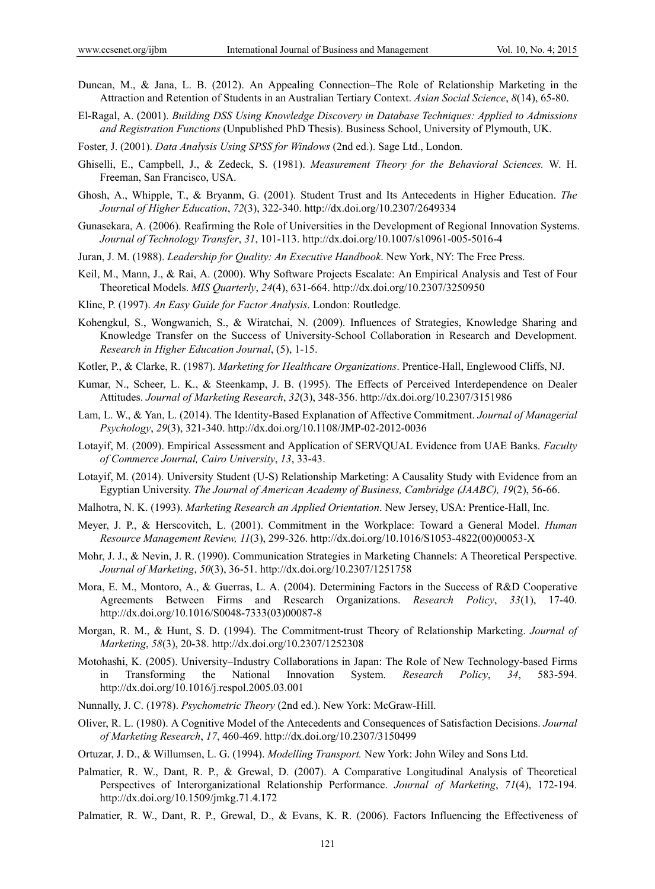Duncan, M., & Jana, L. B. (2012). An Appealing Connection–The Role of Relationship Marketing in the Attraction and Retention of Students in an Australian Tertiary Context. *Asian Social Science*, *8*(14), 65-80.

El-Ragal, A. (2001). *Building DSS Using Knowledge Discovery in Database Techniques: Applied to Admissions and Registration Functions* (Unpublished PhD Thesis). Business School, University of Plymouth, UK.

Foster, J. (2001). *Data Analysis Using SPSS for Windows* (2nd ed.). Sage Ltd., London.

Ghiselli, E., Campbell, J., & Zedeck, S. (1981). *Measurement Theory for the Behavioral Sciences.* W. H. Freeman, San Francisco, USA.

Ghosh, A., Whipple, T., & Bryanm, G. (2001). Student Trust and Its Antecedents in Higher Education. *The Journal of Higher Education*, *72*(3), 322-340. http://dx.doi.org/10.2307/2649334

Gunasekara, A. (2006). Reafirming the Role of Universities in the Development of Regional Innovation Systems. *Journal of Technology Transfer*, *31*, 101-113. http://dx.doi.org/10.1007/s10961-005-5016-4

Juran, J. M. (1988). *Leadership for Quality: An Executive Handbook*. New York, NY: The Free Press.

Keil, M., Mann, J., & Rai, A. (2000). Why Software Projects Escalate: An Empirical Analysis and Test of Four Theoretical Models. *MIS Quarterly*, *24*(4), 631-664. http://dx.doi.org/10.2307/3250950

Kline, P. (1997). *An Easy Guide for Factor Analysis*. London: Routledge.

Kohengkul, S., Wongwanich, S., & Wiratchai, N. (2009). Influences of Strategies, Knowledge Sharing and Knowledge Transfer on the Success of University-School Collaboration in Research and Development. *Research in Higher Education Journal*, (5), 1-15.

Kotler, P., & Clarke, R. (1987). *Marketing for Healthcare Organizations*. Prentice-Hall, Englewood Cliffs, NJ.

Kumar, N., Scheer, L. K., & Steenkamp, J. B. (1995). The Effects of Perceived Interdependence on Dealer Attitudes. *Journal of Marketing Research*, *32*(3), 348-356. http://dx.doi.org/10.2307/3151986

Lam, L. W., & Yan, L. (2014). The Identity-Based Explanation of Affective Commitment. *Journal of Managerial Psychology*, *29*(3), 321-340. http://dx.doi.org/10.1108/JMP-02-2012-0036

Lotayif, M. (2009). Empirical Assessment and Application of SERVQUAL Evidence from UAE Banks. *Faculty of Commerce Journal, Cairo University*, *13*, 33-43.

Lotayif, M. (2014). University Student (U-S) Relationship Marketing: A Causality Study with Evidence from an Egyptian University. *The Journal of American Academy of Business, Cambridge (JAABC), 19*(2), 56-66.

Malhotra, N. K. (1993). *Marketing Research an Applied Orientation*. New Jersey, USA: Prentice-Hall, Inc.

Meyer, J. P., & Herscovitch, L. (2001). Commitment in the Workplace: Toward a General Model. *Human Resource Management Review, 11*(3), 299-326. http://dx.doi.org/10.1016/S1053-4822(00)00053-X

Mohr, J. J., & Nevin, J. R. (1990). Communication Strategies in Marketing Channels: A Theoretical Perspective. *Journal of Marketing*, *50*(3), 36-51. http://dx.doi.org/10.2307/1251758

Mora, E. M., Montoro, A., & Guerras, L. A. (2004). Determining Factors in the Success of R&D Cooperative Agreements Between Firms and Research Organizations. *Research Policy*, *33*(1), 17-40. http://dx.doi.org/10.1016/S0048-7333(03)00087-8

Morgan, R. M., & Hunt, S. D. (1994). The Commitment-trust Theory of Relationship Marketing. *Journal of Marketing*, *58*(3), 20-38. http://dx.doi.org/10.2307/1252308

Motohashi, K. (2005). University–Industry Collaborations in Japan: The Role of New Technology-based Firms in Transforming the National Innovation System. *Research Policy*, *34*, 583-594. http://dx.doi.org/10.1016/j.respol.2005.03.001

Nunnally, J. C. (1978). *Psychometric Theory* (2nd ed.). New York: McGraw-Hill.

Oliver, R. L. (1980). A Cognitive Model of the Antecedents and Consequences of Satisfaction Decisions. *Journal of Marketing Research*, *17*, 460-469. http://dx.doi.org/10.2307/3150499

Ortuzar, J. D., & Willumsen, L. G. (1994). *Modelling Transport.* New York: John Wiley and Sons Ltd.

Palmatier, R. W., Dant, R. P., & Grewal, D. (2007). A Comparative Longitudinal Analysis of Theoretical Perspectives of Interorganizational Relationship Performance. *Journal of Marketing*, *71*(4), 172-194. http://dx.doi.org/10.1509/jmkg.71.4.172

Palmatier, R. W., Dant, R. P., Grewal, D., & Evans, K. R. (2006). Factors Influencing the Effectiveness of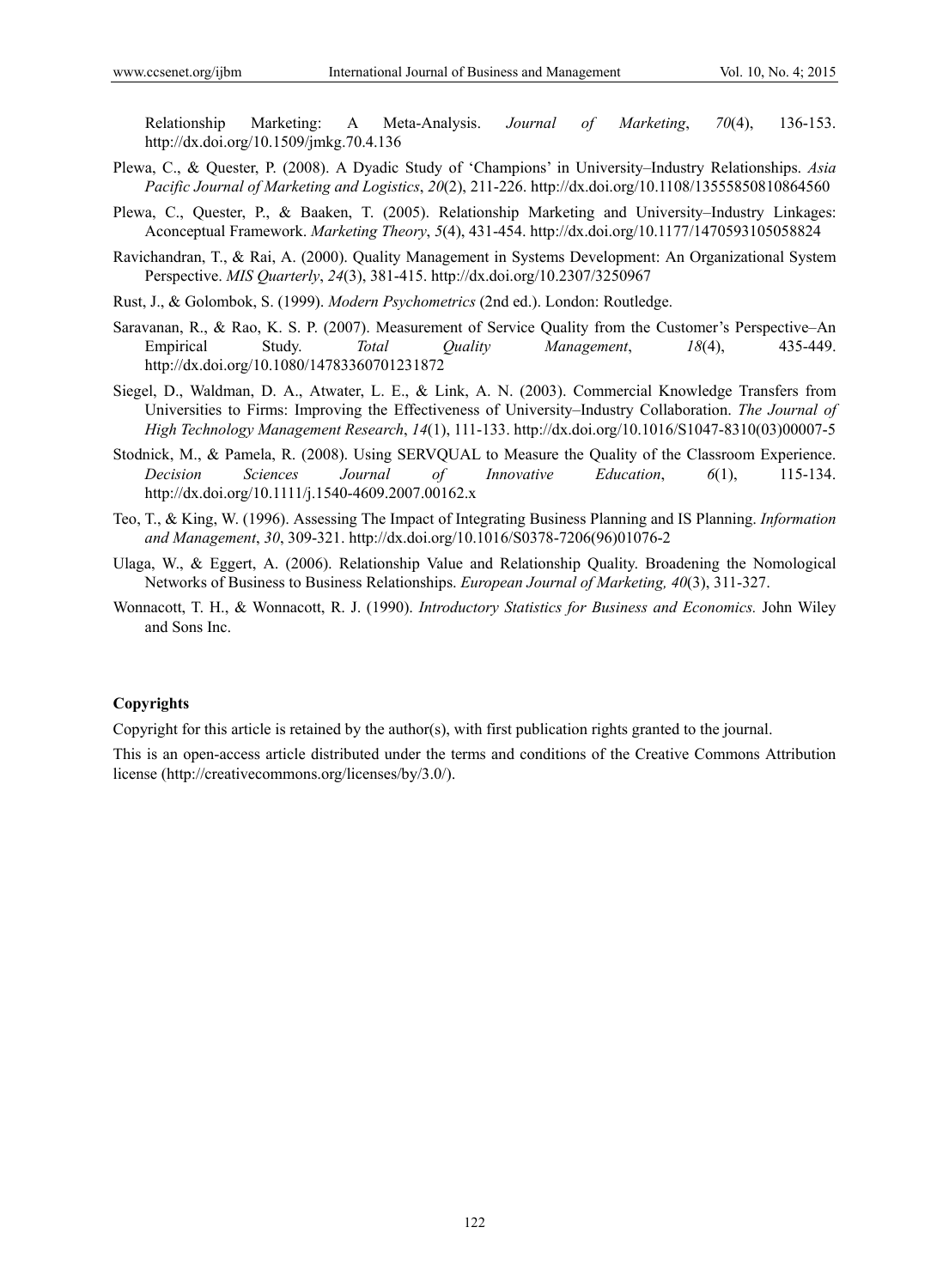Relationship Marketing: A Meta-Analysis. *Journal of Marketing*, *70*(4), 136-153. http://dx.doi.org/10.1509/jmkg.70.4.136

Plewa, C., & Quester, P. (2008). A Dyadic Study of 'Champions' in University–Industry Relationships. *Asia Pacific Journal of Marketing and Logistics*, *20*(2), 211-226. http://dx.doi.org/10.1108/13555850810864560

Plewa, C., Quester, P., & Baaken, T. (2005). Relationship Marketing and University–Industry Linkages: Aconceptual Framework. *Marketing Theory*, *5*(4), 431-454. http://dx.doi.org/10.1177/1470593105058824

Ravichandran, T., & Rai, A. (2000). Quality Management in Systems Development: An Organizational System Perspective. *MIS Quarterly*, *24*(3), 381-415. http://dx.doi.org/10.2307/3250967

Rust, J., & Golombok, S. (1999). *Modern Psychometrics* (2nd ed.). London: Routledge.

Saravanan, R., & Rao, K. S. P. (2007). Measurement of Service Quality from the Customer's Perspective–An Empirical Study. *Total Quality Management*, *18*(4), 435-449. http://dx.doi.org/10.1080/14783360701231872

Siegel, D., Waldman, D. A., Atwater, L. E., & Link, A. N. (2003). Commercial Knowledge Transfers from Universities to Firms: Improving the Effectiveness of University–Industry Collaboration. *The Journal of High Technology Management Research*, *14*(1), 111-133. http://dx.doi.org/10.1016/S1047-8310(03)00007-5

Stodnick, M., & Pamela, R. (2008). Using SERVQUAL to Measure the Quality of the Classroom Experience. *Decision Sciences Journal of Innovative Education*, *6*(1), 115-134. http://dx.doi.org/10.1111/j.1540-4609.2007.00162.x

Teo, T., & King, W. (1996). Assessing The Impact of Integrating Business Planning and IS Planning. *Information and Management*, *30*, 309-321. http://dx.doi.org/10.1016/S0378-7206(96)01076-2

Ulaga, W., & Eggert, A. (2006). Relationship Value and Relationship Quality. Broadening the Nomological Networks of Business to Business Relationships. *European Journal of Marketing, 40*(3), 311-327.

Wonnacott, T. H., & Wonnacott, R. J. (1990). *Introductory Statistics for Business and Economics.* John Wiley and Sons Inc.

## Copyrights

Copyright for this article is retained by the author(s), with first publication rights granted to the journal.

This is an open-access article distributed under the terms and conditions of the Creative Commons Attribution license (http://creativecommons.org/licenses/by/3.0/).